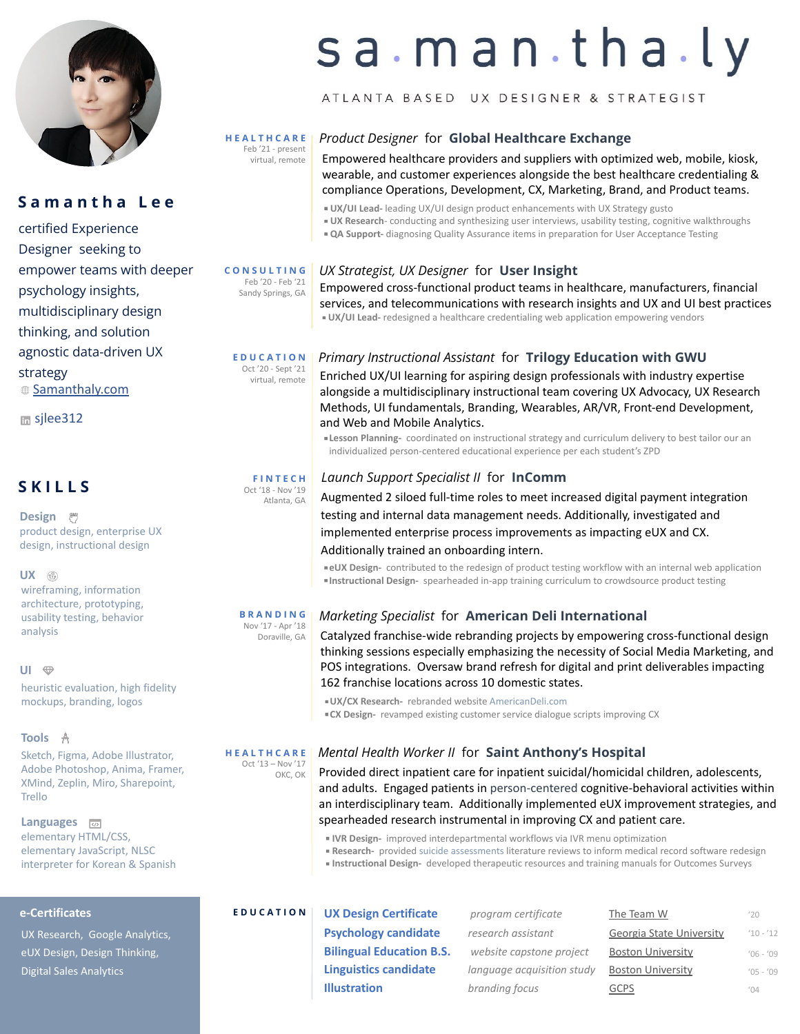# sa.man.tha.ly

ATLANTA BASED UX DESIGNER & STRATEGIST

## Samantha Lee

certified Experience Designer seeking to empower teams with deeper psychology insights, multidisciplinary design thinking, and solution agnostic data-driven UX strategy

Samanthaly.com

sjlee312

## SKILLS

**Design**
product design, enterprise UX design, instructional design

**UX**
wireframing, information architecture, prototyping, usability testing, behavior analysis

**UI**
heuristic evaluation, high fidelity mockups, branding, logos

**Tools**
Sketch, Figma, Adobe Illustrator, Adobe Photoshop, Anima, Framer, XMind, Zeplin, Miro, Sharepoint, Trello

**Languages**
elementary HTML/CSS, elementary JavaScript, NLSC interpreter for Korean & Spanish

**e-Certificates**

UX Research, Google Analytics, eUX Design, Design Thinking, Digital Sales Analytics

---

**HEALTHCARE**
Feb '21 - present
virtual, remote

### *Product Designer* for **Global Healthcare Exchange**

Empowered healthcare providers and suppliers with optimized web, mobile, kiosk, wearable, and customer experiences alongside the best healthcare credentialing & compliance Operations, Development, CX, Marketing, Brand, and Product teams.

- **UX/UI Lead-** leading UX/UI design product enhancements with UX Strategy gusto
- **UX Research-** conducting and synthesizing user interviews, usability testing, cognitive walkthroughs
- **QA Support-** diagnosing Quality Assurance items in preparation for User Acceptance Testing

**CONSULTING**
Feb '20 - Feb '21
Sandy Springs, GA

### *UX Strategist, UX Designer* for **User Insight**

Empowered cross-functional product teams in healthcare, manufacturers, financial services, and telecommunications with research insights and UX and UI best practices

- **UX/UI Lead-** redesigned a healthcare credentialing web application empowering vendors

**EDUCATION**
Oct '20 - Sept '21
virtual, remote

### *Primary Instructional Assistant* for **Trilogy Education with GWU**

Enriched UX/UI learning for aspiring design professionals with industry expertise alongside a multidisciplinary instructional team covering UX Advocacy, UX Research Methods, UI fundamentals, Branding, Wearables, AR/VR, Front-end Development, and Web and Mobile Analytics.

- **Lesson Planning-** coordinated on instructional strategy and curriculum delivery to best tailor our an individualized person-centered educational experience per each student's ZPD

**FINTECH**
Oct '18 - Nov '19
Atlanta, GA

### *Launch Support Specialist II* for **InComm**

Augmented 2 siloed full-time roles to meet increased digital payment integration testing and internal data management needs. Additionally, investigated and implemented enterprise process improvements as impacting eUX and CX. Additionally trained an onboarding intern.

- **eUX Design-** contributed to the redesign of product testing workflow with an internal web application
- **Instructional Design-** spearheaded in-app training curriculum to crowdsource product testing

**BRANDING**
Nov '17 - Apr '18
Doraville, GA

### *Marketing Specialist* for **American Deli International**

Catalyzed franchise-wide rebranding projects by empowering cross-functional design thinking sessions especially emphasizing the necessity of Social Media Marketing, and POS integrations. Oversaw brand refresh for digital and print deliverables impacting 162 franchise locations across 10 domestic states.

- **UX/CX Research-** rebranded website AmericanDeli.com
- **CX Design-** revamped existing customer service dialogue scripts improving CX

**HEALTHCARE**
Oct '13 – Nov '17
OKC, OK

### *Mental Health Worker II* for **Saint Anthony's Hospital**

Provided direct inpatient care for inpatient suicidal/homicidal children, adolescents, and adults. Engaged patients in person-centered cognitive-behavioral activities within an interdisciplinary team. Additionally implemented eUX improvement strategies, and spearheaded research instrumental in improving CX and patient care.

- **IVR Design-** improved interdepartmental workflows via IVR menu optimization
- **Research-** provided suicide assessments literature reviews to inform medical record software redesign
- **Instructional Design-** developed therapeutic resources and training manuals for Outcomes Surveys

## EDUCATION

| Program | Focus | Institution | Year |
|---|---|---|---|
| **UX Design Certificate** | *program certificate* | The Team W | '20 |
| **Psychology candidate** | *research assistant* | Georgia State University | '10 - '12 |
| **Bilingual Education B.S.** | *website capstone project* | Boston University | '06 - '09 |
| **Linguistics candidate** | *language acquisition study* | Boston University | '05 - '09 |
| **Illustration** | *branding focus* | GCPS | '04 |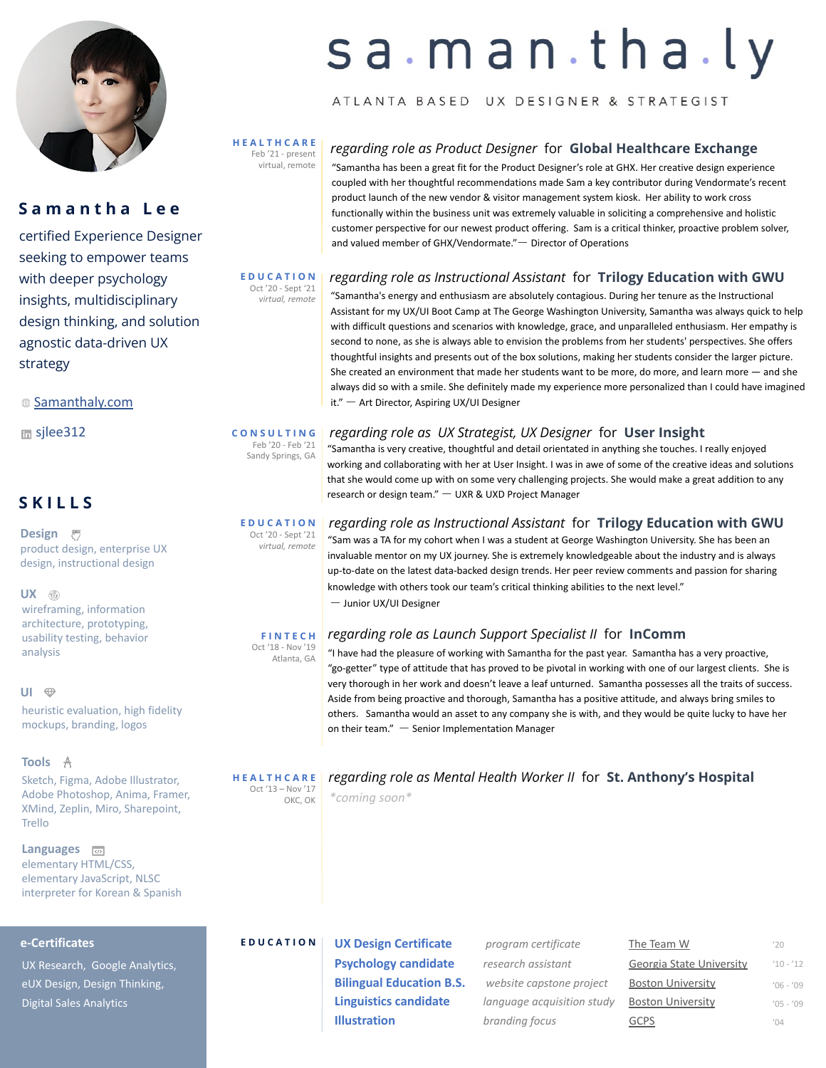# sa.man.tha.ly

ATLANTA BASED UX DESIGNER & STRATEGIST

## Samantha Lee

certified Experience Designer seeking to empower teams with deeper psychology insights, multidisciplinary design thinking, and solution agnostic data-driven UX strategy

[Samanthaly.com](Samanthaly.com)

sjlee312

## SKILLS

**Design**
product design, enterprise UX design, instructional design

**UX**
wireframing, information architecture, prototyping, usability testing, behavior analysis

**UI**
heuristic evaluation, high fidelity mockups, branding, logos

**Tools**
Sketch, Figma, Adobe Illustrator, Adobe Photoshop, Anima, Framer, XMind, Zeplin, Miro, Sharepoint, Trello

**Languages**
elementary HTML/CSS, elementary JavaScript, NLSC interpreter for Korean & Spanish

### e-Certificates

UX Research, Google Analytics, eUX Design, Design Thinking, Digital Sales Analytics

---

**HEALTHCARE**
Feb '21 - present
virtual, remote

### *regarding role as Product Designer* for **Global Healthcare Exchange**

"Samantha has been a great fit for the Product Designer's role at GHX. Her creative design experience coupled with her thoughtful recommendations made Sam a key contributor during Vendormate's recent product launch of the new vendor & visitor management system kiosk. Her ability to work cross functionally within the business unit was extremely valuable in soliciting a comprehensive and holistic customer perspective for our newest product offering. Sam is a critical thinker, proactive problem solver, and valued member of GHX/Vendormate."— Director of Operations

**EDUCATION**
Oct '20 - Sept '21
*virtual, remote*

### *regarding role as Instructional Assistant* for **Trilogy Education with GWU**

"Samantha's energy and enthusiasm are absolutely contagious. During her tenure as the Instructional Assistant for my UX/UI Boot Camp at The George Washington University, Samantha was always quick to help with difficult questions and scenarios with knowledge, grace, and unparalleled enthusiasm. Her empathy is second to none, as she is always able to envision the problems from her students' perspectives. She offers thoughtful insights and presents out of the box solutions, making her students consider the larger picture. She created an environment that made her students want to be more, do more, and learn more — and she always did so with a smile. She definitely made my experience more personalized than I could have imagined it." — Art Director, Aspiring UX/UI Designer

**CONSULTING**
Feb '20 - Feb '21
Sandy Springs, GA

### *regarding role as UX Strategist, UX Designer* for **User Insight**

"Samantha is very creative, thoughtful and detail orientated in anything she touches. I really enjoyed working and collaborating with her at User Insight. I was in awe of some of the creative ideas and solutions that she would come up with on some very challenging projects. She would make a great addition to any research or design team." — UXR & UXD Project Manager

**EDUCATION**
Oct '20 - Sept '21
*virtual, remote*

### *regarding role as Instructional Assistant* for **Trilogy Education with GWU**

"Sam was a TA for my cohort when I was a student at George Washington University. She has been an invaluable mentor on my UX journey. She is extremely knowledgeable about the industry and is always up-to-date on the latest data-backed design trends. Her peer review comments and passion for sharing knowledge with others took our team's critical thinking abilities to the next level."
— Junior UX/UI Designer

**FINTECH**
Oct '18 - Nov '19
Atlanta, GA

### *regarding role as Launch Support Specialist II* for **InComm**

"I have had the pleasure of working with Samantha for the past year. Samantha has a very proactive, "go-getter" type of attitude that has proved to be pivotal in working with one of our largest clients. She is very thorough in her work and doesn't leave a leaf unturned. Samantha possesses all the traits of success. Aside from being proactive and thorough, Samantha has a positive attitude, and always bring smiles to others. Samantha would an asset to any company she is with, and they would be quite lucky to have her on their team." — Senior Implementation Manager

**HEALTHCARE**
Oct '13 – Nov '17
OKC, OK

### *regarding role as Mental Health Worker II* for **St. Anthony's Hospital**

*\*coming soon\**

## EDUCATION

| | | | |
|---|---|---|---|
| **UX Design Certificate** | *program certificate* | The Team W | '20 |
| **Psychology candidate** | *research assistant* | Georgia State University | '10 - '12 |
| **Bilingual Education B.S.** | *website capstone project* | Boston University | '06 - '09 |
| **Linguistics candidate** | *language acquisition study* | Boston University | '05 - '09 |
| **Illustration** | *branding focus* | GCPS | '04 |